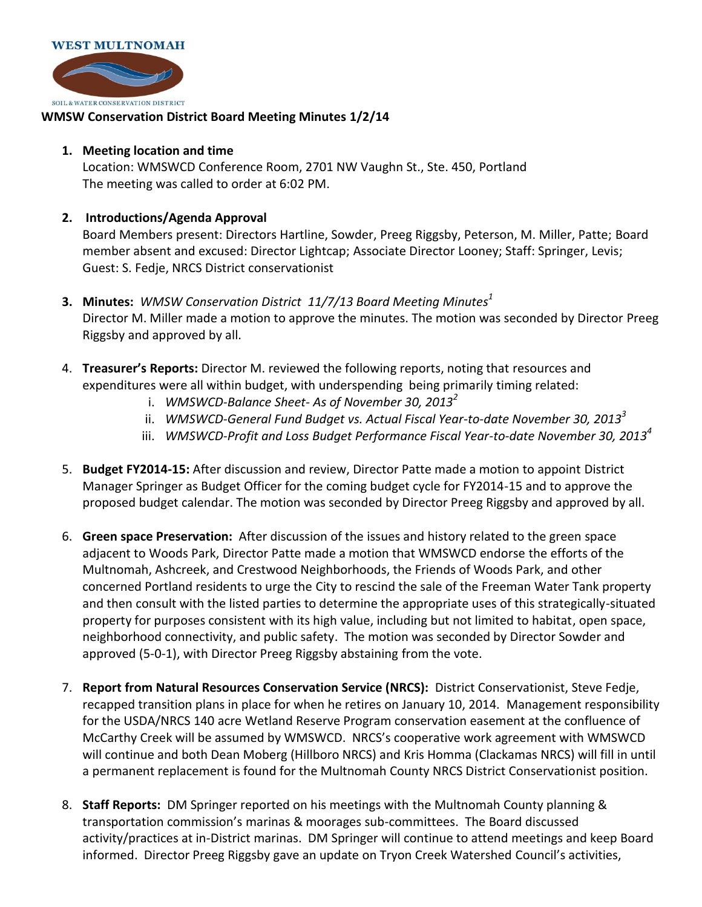WEST MULTNOMAH

SOIL & WATER CONSERVATION DISTRICT

# WMSW Conservation District Board Meeting Minutes 1/2/14

1. **Meeting location and time**
   Location: WMSWCD Conference Room, 2701 NW Vaughn St., Ste. 450, Portland
   The meeting was called to order at 6:02 PM.

2. **Introductions/Agenda Approval**
   Board Members present: Directors Hartline, Sowder, Preeg Riggsby, Peterson, M. Miller, Patte; Board member absent and excused: Director Lightcap; Associate Director Looney; Staff: Springer, Levis; Guest: S. Fedje, NRCS District conservationist

3. **Minutes:** *WMSW Conservation District 11/7/13 Board Meeting Minutes*[1]
   Director M. Miller made a motion to approve the minutes. The motion was seconded by Director Preeg Riggsby and approved by all.

4. **Treasurer's Reports:** Director M. reviewed the following reports, noting that resources and expenditures were all within budget, with underspending being primarily timing related:
   i. *WMSWCD-Balance Sheet- As of November 30, 2013*[2]
   ii. *WMSWCD-General Fund Budget vs. Actual Fiscal Year-to-date November 30, 2013*[3]
   iii. *WMSWCD-Profit and Loss Budget Performance Fiscal Year-to-date November 30, 2013*[4]

5. **Budget FY2014-15:** After discussion and review, Director Patte made a motion to appoint District Manager Springer as Budget Officer for the coming budget cycle for FY2014-15 and to approve the proposed budget calendar. The motion was seconded by Director Preeg Riggsby and approved by all.

6. **Green space Preservation:** After discussion of the issues and history related to the green space adjacent to Woods Park, Director Patte made a motion that WMSWCD endorse the efforts of the Multnomah, Ashcreek, and Crestwood Neighborhoods, the Friends of Woods Park, and other concerned Portland residents to urge the City to rescind the sale of the Freeman Water Tank property and then consult with the listed parties to determine the appropriate uses of this strategically-situated property for purposes consistent with its high value, including but not limited to habitat, open space, neighborhood connectivity, and public safety. The motion was seconded by Director Sowder and approved (5-0-1), with Director Preeg Riggsby abstaining from the vote.

7. **Report from Natural Resources Conservation Service (NRCS):** District Conservationist, Steve Fedje, recapped transition plans in place for when he retires on January 10, 2014. Management responsibility for the USDA/NRCS 140 acre Wetland Reserve Program conservation easement at the confluence of McCarthy Creek will be assumed by WMSWCD. NRCS's cooperative work agreement with WMSWCD will continue and both Dean Moberg (Hillboro NRCS) and Kris Homma (Clackamas NRCS) will fill in until a permanent replacement is found for the Multnomah County NRCS District Conservationist position.

8. **Staff Reports:** DM Springer reported on his meetings with the Multnomah County planning & transportation commission's marinas & moorages sub-committees. The Board discussed activity/practices at in-District marinas. DM Springer will continue to attend meetings and keep Board informed. Director Preeg Riggsby gave an update on Tryon Creek Watershed Council's activities,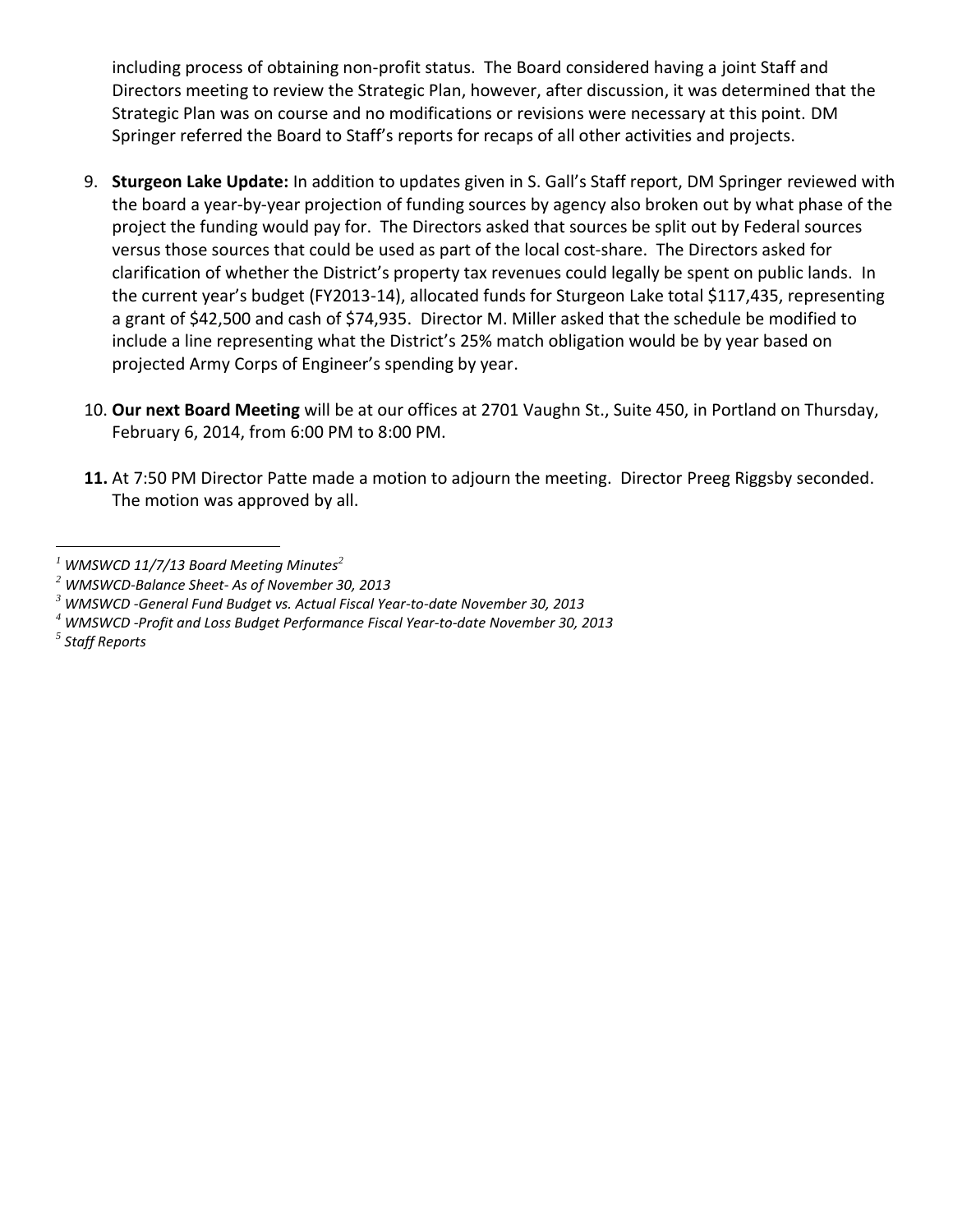including process of obtaining non-profit status. The Board considered having a joint Staff and Directors meeting to review the Strategic Plan, however, after discussion, it was determined that the Strategic Plan was on course and no modifications or revisions were necessary at this point. DM Springer referred the Board to Staff's reports for recaps of all other activities and projects.

9. **Sturgeon Lake Update:** In addition to updates given in S. Gall's Staff report, DM Springer reviewed with the board a year-by-year projection of funding sources by agency also broken out by what phase of the project the funding would pay for. The Directors asked that sources be split out by Federal sources versus those sources that could be used as part of the local cost-share. The Directors asked for clarification of whether the District's property tax revenues could legally be spent on public lands. In the current year's budget (FY2013-14), allocated funds for Sturgeon Lake total $117,435, representing a grant of $42,500 and cash of $74,935. Director M. Miller asked that the schedule be modified to include a line representing what the District's 25% match obligation would be by year based on projected Army Corps of Engineer's spending by year.

10. **Our next Board Meeting** will be at our offices at 2701 Vaughn St., Suite 450, in Portland on Thursday, February 6, 2014, from 6:00 PM to 8:00 PM.

11. At 7:50 PM Director Patte made a motion to adjourn the meeting. Director Preeg Riggsby seconded. The motion was approved by all.

---

[1] *WMSWCD 11/7/13 Board Meeting Minutes*[2]

[2] *WMSWCD-Balance Sheet- As of November 30, 2013*

[3] *WMSWCD -General Fund Budget vs. Actual Fiscal Year-to-date November 30, 2013*

[4] *WMSWCD -Profit and Loss Budget Performance Fiscal Year-to-date November 30, 2013*

[5] *Staff Reports*